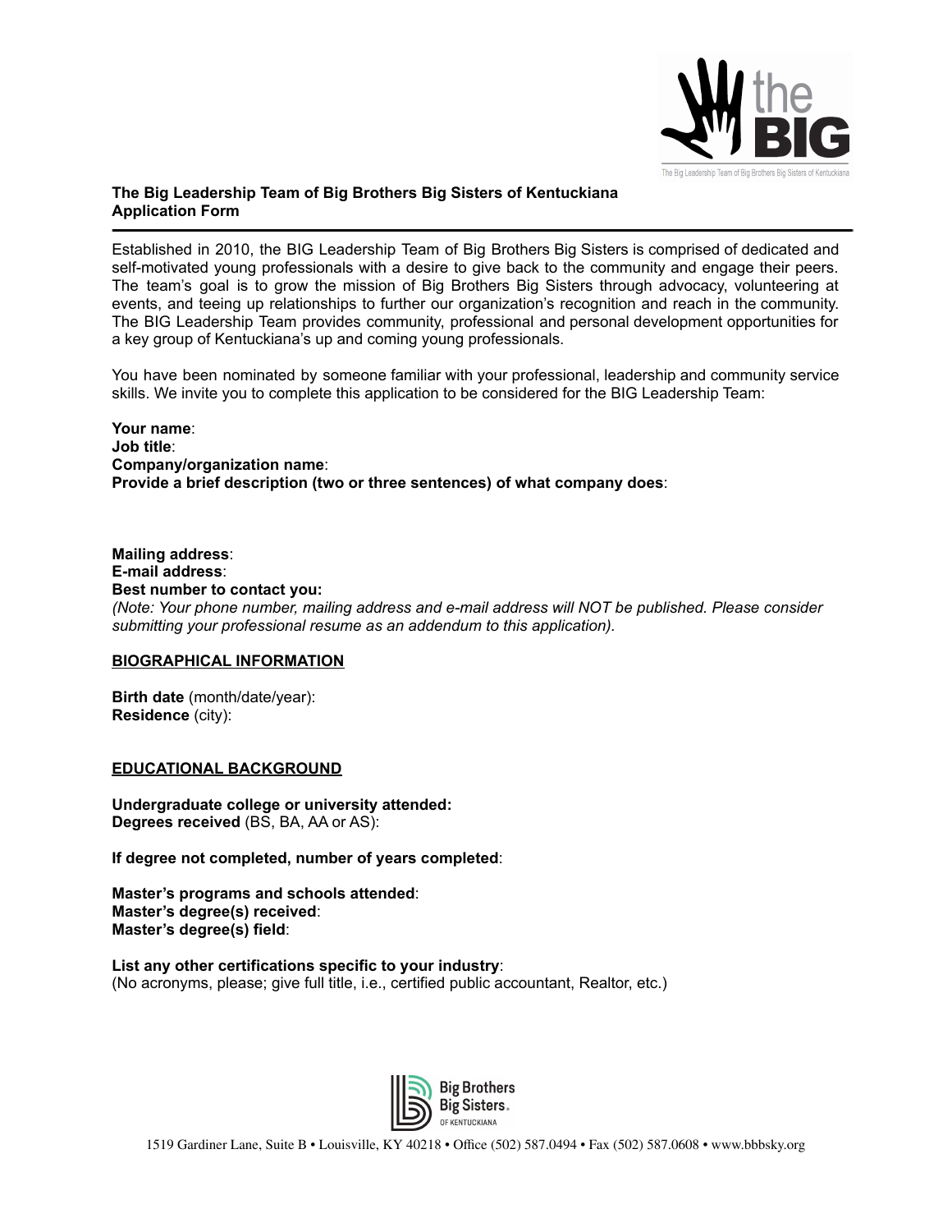**The Big Leadership Team of Big Brothers Big Sisters of Kentuckiana**
**Application Form**

---

Established in 2010, the BIG Leadership Team of Big Brothers Big Sisters is comprised of dedicated and self-motivated young professionals with a desire to give back to the community and engage their peers. The team's goal is to grow the mission of Big Brothers Big Sisters through advocacy, volunteering at events, and teeing up relationships to further our organization's recognition and reach in the community. The BIG Leadership Team provides community, professional and personal development opportunities for a key group of Kentuckiana's up and coming young professionals.

You have been nominated by someone familiar with your professional, leadership and community service skills. We invite you to complete this application to be considered for the BIG Leadership Team:

**Your name**:
**Job title**:
**Company/organization name**:
**Provide a brief description (two or three sentences) of what company does**:

**Mailing address**:
**E-mail address**:
**Best number to contact you:**
*(Note: Your phone number, mailing address and e-mail address will NOT be published. Please consider submitting your professional resume as an addendum to this application).*

**<u>BIOGRAPHICAL INFORMATION</u>**

**Birth date** (month/date/year):
**Residence** (city):

**<u>EDUCATIONAL BACKGROUND</u>**

**Undergraduate college or university attended:**
**Degrees received** (BS, BA, AA or AS):

**If degree not completed, number of years completed**:

**Master's programs and schools attended**:
**Master's degree(s) received**:
**Master's degree(s) field**:

**List any other certifications specific to your industry**:
(No acronyms, please; give full title, i.e., certified public accountant, Realtor, etc.)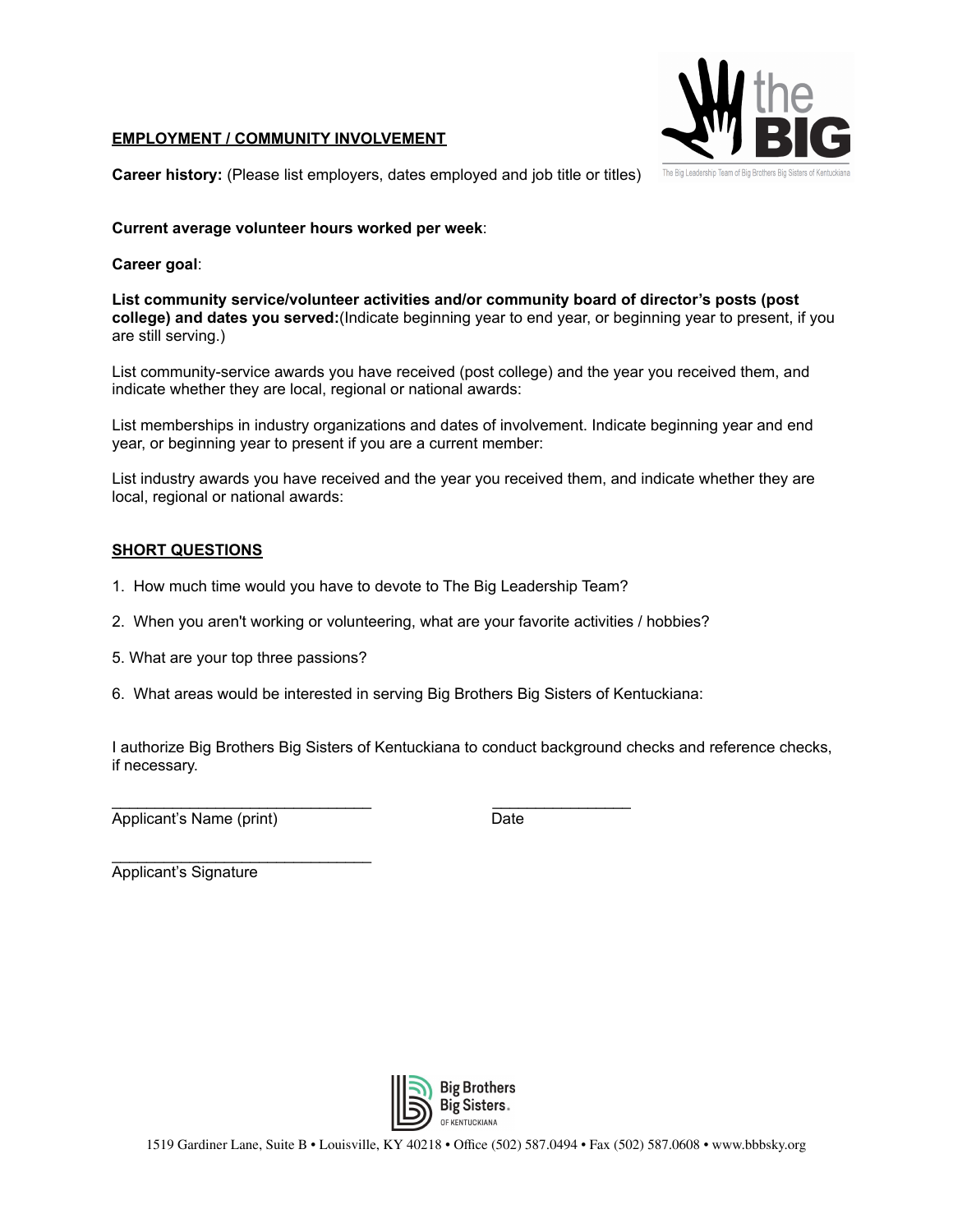**EMPLOYMENT / COMMUNITY INVOLVEMENT**

**Career history:** (Please list employers, dates employed and job title or titles)

**Current average volunteer hours worked per week**:

**Career goal**:

**List community service/volunteer activities and/or community board of director's posts (post college) and dates you served:**(Indicate beginning year to end year, or beginning year to present, if you are still serving.)

List community-service awards you have received (post college) and the year you received them, and indicate whether they are local, regional or national awards:

List memberships in industry organizations and dates of involvement. Indicate beginning year and end year, or beginning year to present if you are a current member:

List industry awards you have received and the year you received them, and indicate whether they are local, regional or national awards:

**SHORT QUESTIONS**

1. How much time would you have to devote to The Big Leadership Team?

2. When you aren't working or volunteering, what are your favorite activities / hobbies?

5. What are your top three passions?

6. What areas would be interested in serving Big Brothers Big Sisters of Kentuckiana:

I authorize Big Brothers Big Sisters of Kentuckiana to conduct background checks and reference checks, if necessary.

______________________________ ________________
Applicant's Name (print) Date

______________________________
Applicant's Signature

1519 Gardiner Lane, Suite B • Louisville, KY 40218 • Office (502) 587.0494 • Fax (502) 587.0608 • www.bbbsky.org